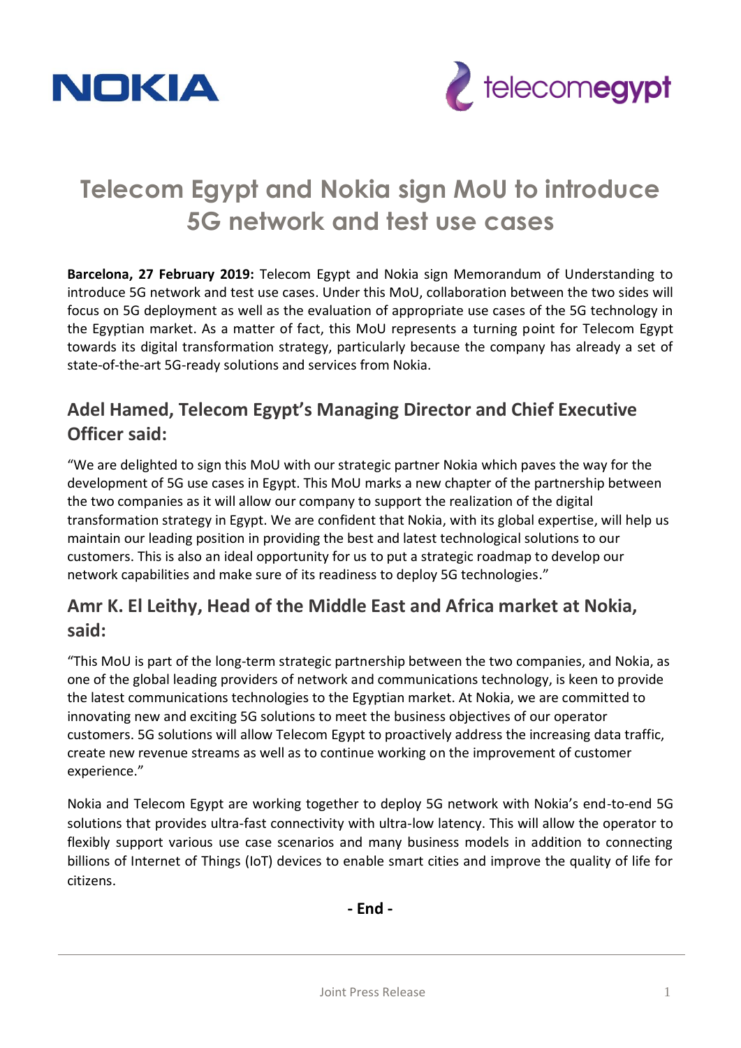# Telecom Egypt and Nokia sign MoU to introduce 5G network and test use cases

**Barcelona, 27 February 2019:** Telecom Egypt and Nokia sign Memorandum of Understanding to introduce 5G network and test use cases. Under this MoU, collaboration between the two sides will focus on 5G deployment as well as the evaluation of appropriate use cases of the 5G technology in the Egyptian market. As a matter of fact, this MoU represents a turning point for Telecom Egypt towards its digital transformation strategy, particularly because the company has already a set of state-of-the-art 5G-ready solutions and services from Nokia.

## Adel Hamed, Telecom Egypt's Managing Director and Chief Executive Officer said:

"We are delighted to sign this MoU with our strategic partner Nokia which paves the way for the development of 5G use cases in Egypt. This MoU marks a new chapter of the partnership between the two companies as it will allow our company to support the realization of the digital transformation strategy in Egypt. We are confident that Nokia, with its global expertise, will help us maintain our leading position in providing the best and latest technological solutions to our customers. This is also an ideal opportunity for us to put a strategic roadmap to develop our network capabilities and make sure of its readiness to deploy 5G technologies."

## Amr K. El Leithy, Head of the Middle East and Africa market at Nokia, said:

"This MoU is part of the long-term strategic partnership between the two companies, and Nokia, as one of the global leading providers of network and communications technology, is keen to provide the latest communications technologies to the Egyptian market. At Nokia, we are committed to innovating new and exciting 5G solutions to meet the business objectives of our operator customers. 5G solutions will allow Telecom Egypt to proactively address the increasing data traffic, create new revenue streams as well as to continue working on the improvement of customer experience."

Nokia and Telecom Egypt are working together to deploy 5G network with Nokia's end-to-end 5G solutions that provides ultra-fast connectivity with ultra-low latency. This will allow the operator to flexibly support various use case scenarios and many business models in addition to connecting billions of Internet of Things (IoT) devices to enable smart cities and improve the quality of life for citizens.

**- End -**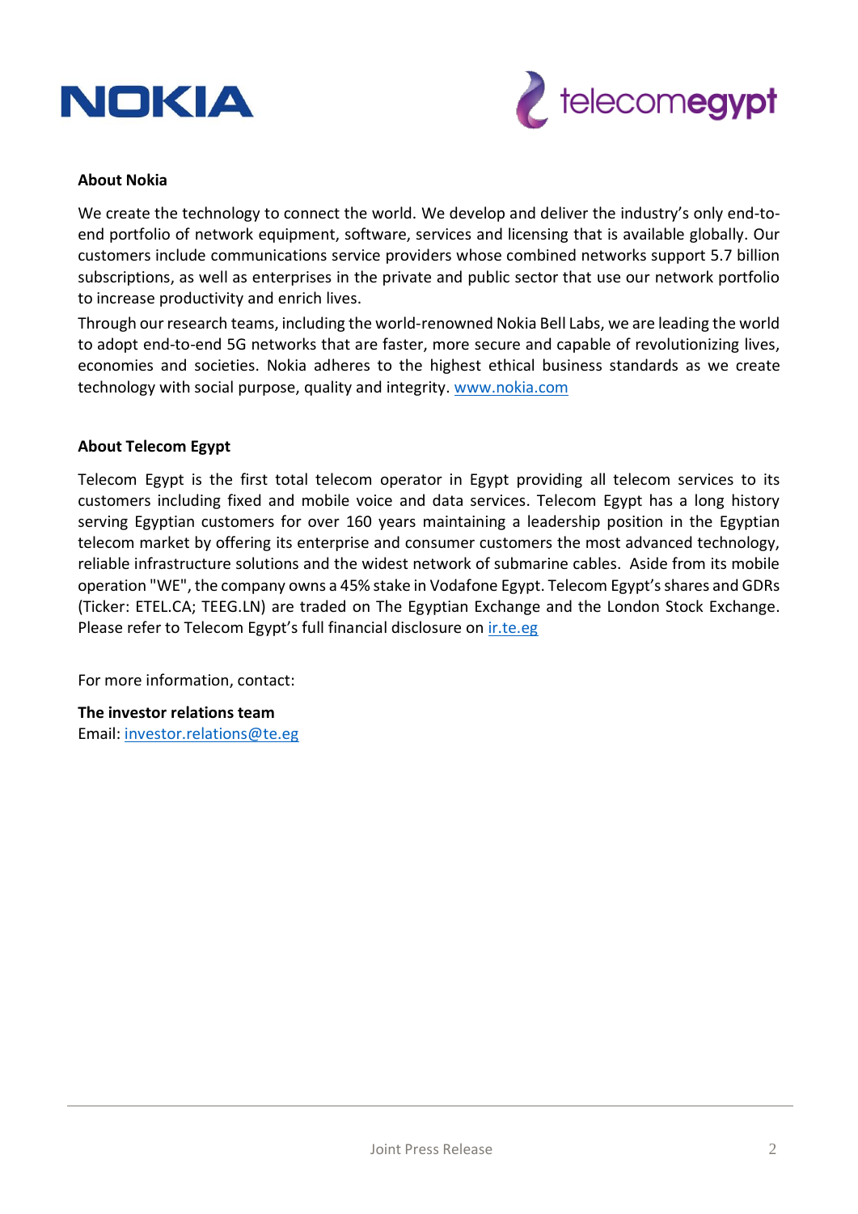**About Nokia**

We create the technology to connect the world. We develop and deliver the industry's only end-to-end portfolio of network equipment, software, services and licensing that is available globally. Our customers include communications service providers whose combined networks support 5.7 billion subscriptions, as well as enterprises in the private and public sector that use our network portfolio to increase productivity and enrich lives.

Through our research teams, including the world-renowned Nokia Bell Labs, we are leading the world to adopt end-to-end 5G networks that are faster, more secure and capable of revolutionizing lives, economies and societies. Nokia adheres to the highest ethical business standards as we create technology with social purpose, quality and integrity. www.nokia.com

**About Telecom Egypt**

Telecom Egypt is the first total telecom operator in Egypt providing all telecom services to its customers including fixed and mobile voice and data services. Telecom Egypt has a long history serving Egyptian customers for over 160 years maintaining a leadership position in the Egyptian telecom market by offering its enterprise and consumer customers the most advanced technology, reliable infrastructure solutions and the widest network of submarine cables. Aside from its mobile operation "WE", the company owns a 45% stake in Vodafone Egypt. Telecom Egypt's shares and GDRs (Ticker: ETEL.CA; TEEG.LN) are traded on The Egyptian Exchange and the London Stock Exchange. Please refer to Telecom Egypt's full financial disclosure on ir.te.eg

For more information, contact:

**The investor relations team**
Email: investor.relations@te.eg